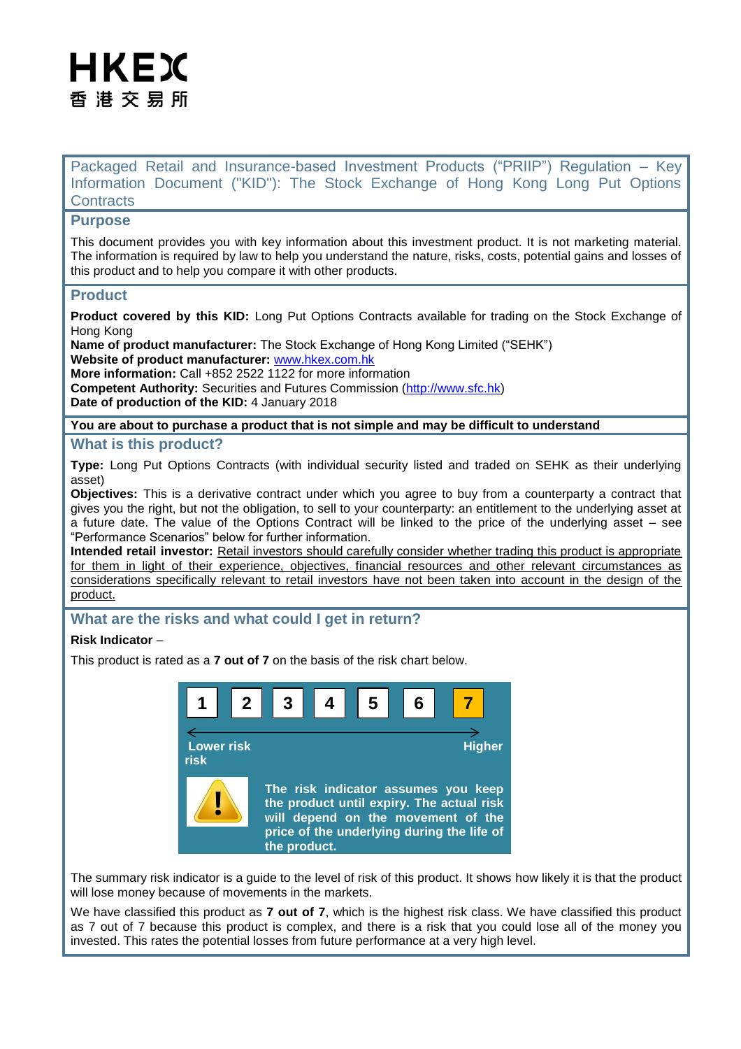HKEX
香港交易所

## Packaged Retail and Insurance-based Investment Products ("PRIIP") Regulation – Key Information Document ("KID"): The Stock Exchange of Hong Kong Long Put Options Contracts

## Purpose

This document provides you with key information about this investment product. It is not marketing material. The information is required by law to help you understand the nature, risks, costs, potential gains and losses of this product and to help you compare it with other products.

## Product

**Product covered by this KID:** Long Put Options Contracts available for trading on the Stock Exchange of Hong Kong
**Name of product manufacturer:** The Stock Exchange of Hong Kong Limited ("SEHK")
**Website of product manufacturer:** www.hkex.com.hk
**More information:** Call +852 2522 1122 for more information
**Competent Authority:** Securities and Futures Commission (http://www.sfc.hk)
**Date of production of the KID:** 4 January 2018

**You are about to purchase a product that is not simple and may be difficult to understand**

## What is this product?

**Type:** Long Put Options Contracts (with individual security listed and traded on SEHK as their underlying asset)
**Objectives:** This is a derivative contract under which you agree to buy from a counterparty a contract that gives you the right, but not the obligation, to sell to your counterparty: an entitlement to the underlying asset at a future date. The value of the Options Contract will be linked to the price of the underlying asset – see "Performance Scenarios" below for further information.
**Intended retail investor:** Retail investors should carefully consider whether trading this product is appropriate for them in light of their experience, objectives, financial resources and other relevant circumstances as considerations specifically relevant to retail investors have not been taken into account in the design of the product.

## What are the risks and what could I get in return?

**Risk Indicator** –

This product is rated as a **7 out of 7** on the basis of the risk chart below.

| 1 | 2 | 3 | 4 | 5 | 6 | **7** |
|---|---|---|---|---|---|---|

Lower risk ← → Higher risk

**The risk indicator assumes you keep the product until expiry. The actual risk will depend on the movement of the price of the underlying during the life of the product.**

The summary risk indicator is a guide to the level of risk of this product. It shows how likely it is that the product will lose money because of movements in the markets.

We have classified this product as **7 out of 7**, which is the highest risk class. We have classified this product as 7 out of 7 because this product is complex, and there is a risk that you could lose all of the money you invested. This rates the potential losses from future performance at a very high level.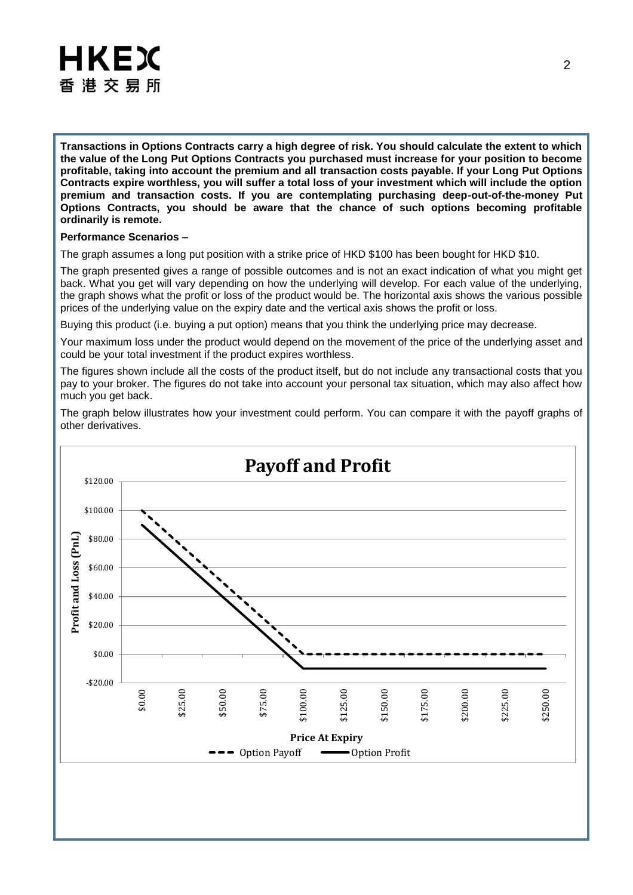**Transactions in Options Contracts carry a high degree of risk. You should calculate the extent to which the value of the Long Put Options Contracts you purchased must increase for your position to become profitable, taking into account the premium and all transaction costs payable. If your Long Put Options Contracts expire worthless, you will suffer a total loss of your investment which will include the option premium and transaction costs. If you are contemplating purchasing deep-out-of-the-money Put Options Contracts, you should be aware that the chance of such options becoming profitable ordinarily is remote.**

**Performance Scenarios –**

The graph assumes a long put position with a strike price of HKD $100 has been bought for HKD $10.

The graph presented gives a range of possible outcomes and is not an exact indication of what you might get back. What you get will vary depending on how the underlying will develop. For each value of the underlying, the graph shows what the profit or loss of the product would be. The horizontal axis shows the various possible prices of the underlying value on the expiry date and the vertical axis shows the profit or loss.

Buying this product (i.e. buying a put option) means that you think the underlying price may decrease.

Your maximum loss under the product would depend on the movement of the price of the underlying asset and could be your total investment if the product expires worthless.

The figures shown include all the costs of the product itself, but do not include any transactional costs that you pay to your broker. The figures do not take into account your personal tax situation, which may also affect how much you get back.

The graph below illustrates how your investment could perform. You can compare it with the payoff graphs of other derivatives.

**Payoff and Profit**

Profit and Loss (PnL): -$20.00 to $120.00

Price At Expiry: $0.00 to $250.00

Option Payoff — Option Profit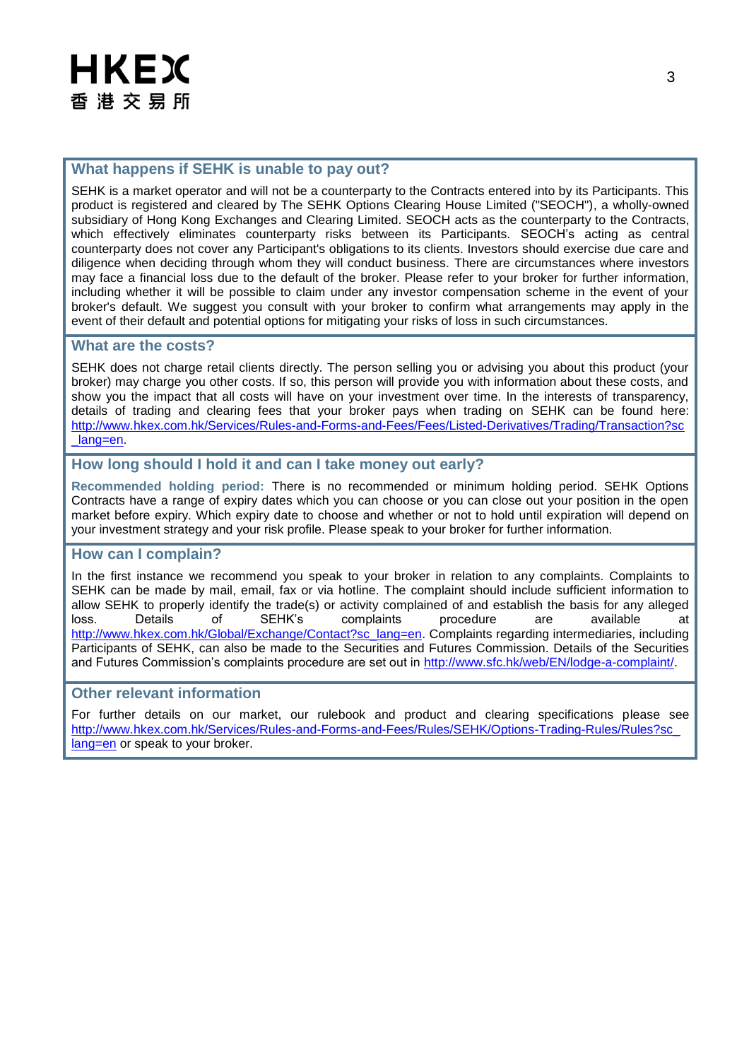## What happens if SEHK is unable to pay out?

SEHK is a market operator and will not be a counterparty to the Contracts entered into by its Participants. This product is registered and cleared by The SEHK Options Clearing House Limited ("SEOCH"), a wholly-owned subsidiary of Hong Kong Exchanges and Clearing Limited. SEOCH acts as the counterparty to the Contracts, which effectively eliminates counterparty risks between its Participants. SEOCH's acting as central counterparty does not cover any Participant's obligations to its clients. Investors should exercise due care and diligence when deciding through whom they will conduct business. There are circumstances where investors may face a financial loss due to the default of the broker. Please refer to your broker for further information, including whether it will be possible to claim under any investor compensation scheme in the event of your broker's default. We suggest you consult with your broker to confirm what arrangements may apply in the event of their default and potential options for mitigating your risks of loss in such circumstances.

## What are the costs?

SEHK does not charge retail clients directly. The person selling you or advising you about this product (your broker) may charge you other costs. If so, this person will provide you with information about these costs, and show you the impact that all costs will have on your investment over time. In the interests of transparency, details of trading and clearing fees that your broker pays when trading on SEHK can be found here: http://www.hkex.com.hk/Services/Rules-and-Forms-and-Fees/Fees/Listed-Derivatives/Trading/Transaction?sc_lang=en.

## How long should I hold it and can I take money out early?

**Recommended holding period:** There is no recommended or minimum holding period. SEHK Options Contracts have a range of expiry dates which you can choose or you can close out your position in the open market before expiry. Which expiry date to choose and whether or not to hold until expiration will depend on your investment strategy and your risk profile. Please speak to your broker for further information.

## How can I complain?

In the first instance we recommend you speak to your broker in relation to any complaints. Complaints to SEHK can be made by mail, email, fax or via hotline. The complaint should include sufficient information to allow SEHK to properly identify the trade(s) or activity complained of and establish the basis for any alleged loss. Details of SEHK's complaints procedure are available at http://www.hkex.com.hk/Global/Exchange/Contact?sc_lang=en. Complaints regarding intermediaries, including Participants of SEHK, can also be made to the Securities and Futures Commission. Details of the Securities and Futures Commission's complaints procedure are set out in http://www.sfc.hk/web/EN/lodge-a-complaint/.

## Other relevant information

For further details on our market, our rulebook and product and clearing specifications please see http://www.hkex.com.hk/Services/Rules-and-Forms-and-Fees/Rules/SEHK/Options-Trading-Rules/Rules?sc_lang=en or speak to your broker.